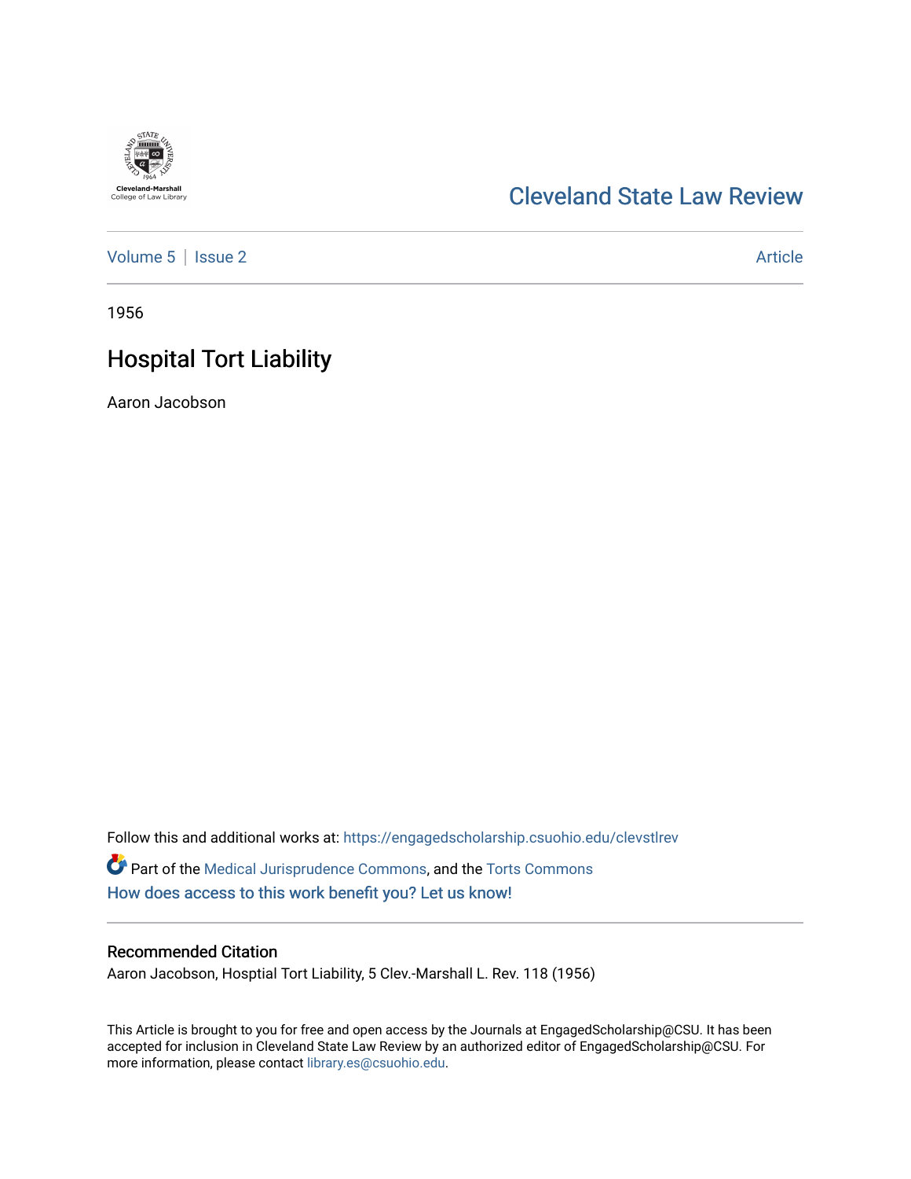Cleveland-Marshall College of Law Library

# Cleveland State Law Review

Volume 5 | Issue 2 | Article

1956

## Hospital Tort Liability

Aaron Jacobson

Follow this and additional works at: https://engagedscholarship.csuohio.edu/clevstlrev

Part of the Medical Jurisprudence Commons, and the Torts Commons

How does access to this work benefit you? Let us know!

### Recommended Citation

Aaron Jacobson, Hosptial Tort Liability, 5 Clev.-Marshall L. Rev. 118 (1956)

This Article is brought to you for free and open access by the Journals at EngagedScholarship@CSU. It has been accepted for inclusion in Cleveland State Law Review by an authorized editor of EngagedScholarship@CSU. For more information, please contact library.es@csuohio.edu.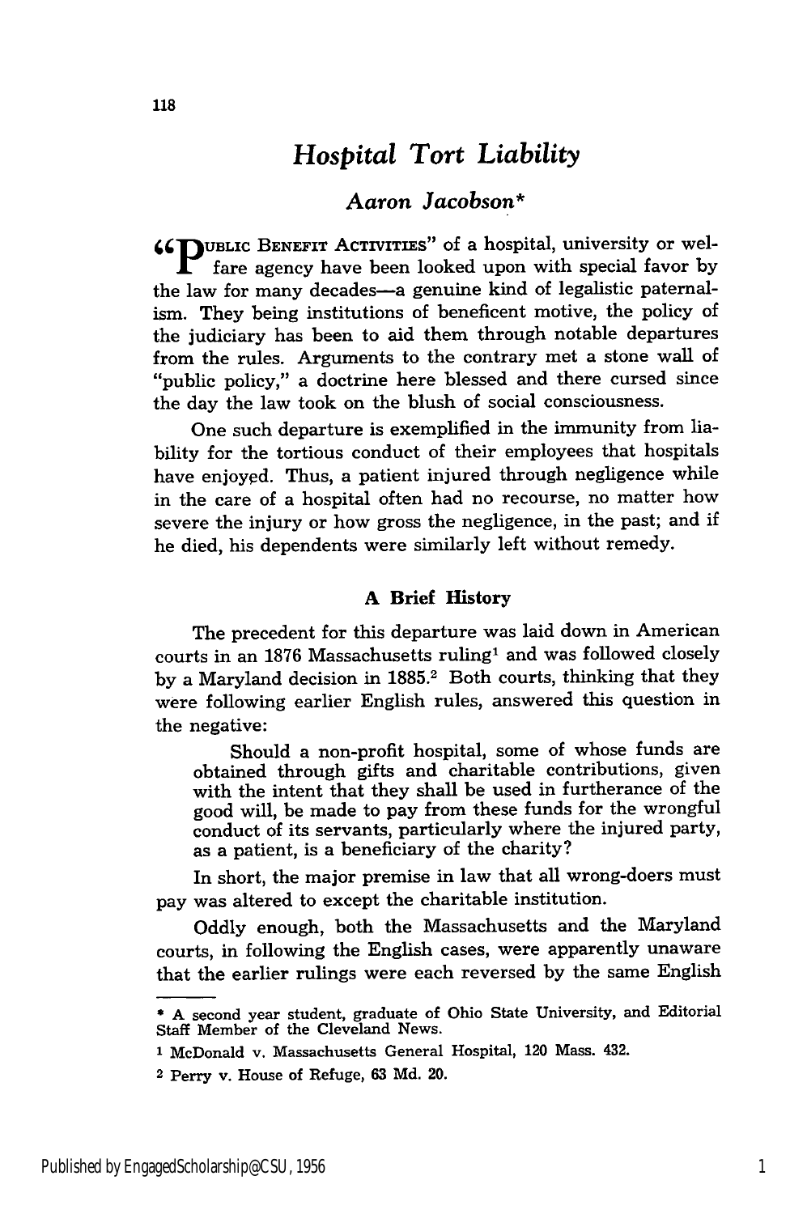# Hospital Tort Liability

## Aaron Jacobson*

"PUBLIC BENEFIT ACTIVITIES" of a hospital, university or welfare agency have been looked upon with special favor by the law for many decades—a genuine kind of legalistic paternalism. They being institutions of beneficent motive, the policy of the judiciary has been to aid them through notable departures from the rules. Arguments to the contrary met a stone wall of "public policy," a doctrine here blessed and there cursed since the day the law took on the blush of social consciousness.

One such departure is exemplified in the immunity from liability for the tortious conduct of their employees that hospitals have enjoyed. Thus, a patient injured through negligence while in the care of a hospital often had no recourse, no matter how severe the injury or how gross the negligence, in the past; and if he died, his dependents were similarly left without remedy.

### A Brief History

The precedent for this departure was laid down in American courts in an 1876 Massachusetts ruling[1] and was followed closely by a Maryland decision in 1885.[2] Both courts, thinking that they were following earlier English rules, answered this question in the negative:

> Should a non-profit hospital, some of whose funds are obtained through gifts and charitable contributions, given with the intent that they shall be used in furtherance of the good will, be made to pay from these funds for the wrongful conduct of its servants, particularly where the injured party, as a patient, is a beneficiary of the charity?

In short, the major premise in law that all wrong-doers must pay was altered to except the charitable institution.

Oddly enough, both the Massachusetts and the Maryland courts, in following the English cases, were apparently unaware that the earlier rulings were each reversed by the same English

---

* A second year student, graduate of Ohio State University, and Editorial Staff Member of the Cleveland News.

[1] McDonald v. Massachusetts General Hospital, 120 Mass. 432.

[2] Perry v. House of Refuge, 63 Md. 20.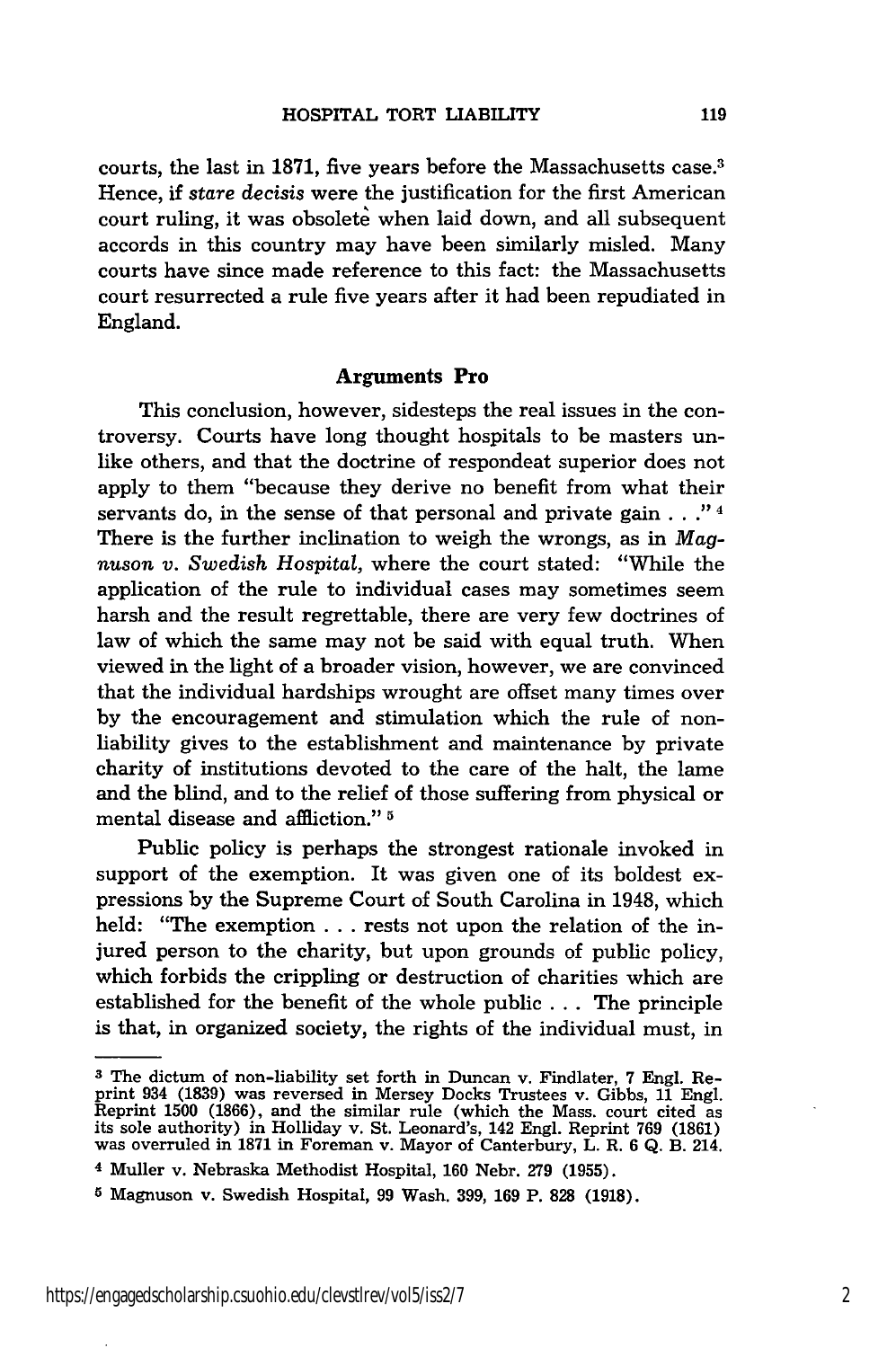courts, the last in 1871, five years before the Massachusetts case.[3] Hence, if *stare decisis* were the justification for the first American court ruling, it was obsolete when laid down, and all subsequent accords in this country may have been similarly misled. Many courts have since made reference to this fact: the Massachusetts court resurrected a rule five years after it had been repudiated in England.

## Arguments Pro

This conclusion, however, sidesteps the real issues in the controversy. Courts have long thought hospitals to be masters unlike others, and that the doctrine of respondeat superior does not apply to them "because they derive no benefit from what their servants do, in the sense of that personal and private gain . . ."[4] There is the further inclination to weigh the wrongs, as in *Magnuson v. Swedish Hospital,* where the court stated: "While the application of the rule to individual cases may sometimes seem harsh and the result regrettable, there are very few doctrines of law of which the same may not be said with equal truth. When viewed in the light of a broader vision, however, we are convinced that the individual hardships wrought are offset many times over by the encouragement and stimulation which the rule of non-liability gives to the establishment and maintenance by private charity of institutions devoted to the care of the halt, the lame and the blind, and to the relief of those suffering from physical or mental disease and affliction."[5]

Public policy is perhaps the strongest rationale invoked in support of the exemption. It was given one of its boldest expressions by the Supreme Court of South Carolina in 1948, which held: "The exemption . . . rests not upon the relation of the injured person to the charity, but upon grounds of public policy, which forbids the crippling or destruction of charities which are established for the benefit of the whole public . . . The principle is that, in organized society, the rights of the individual must, in

---

[3] The dictum of non-liability set forth in Duncan v. Findlater, 7 Engl. Reprint 934 (1839) was reversed in Mersey Docks Trustees v. Gibbs, 11 Engl. Reprint 1500 (1866), and the similar rule (which the Mass. court cited as its sole authority) in Holliday v. St. Leonard's, 142 Engl. Reprint 769 (1861) was overruled in 1871 in Foreman v. Mayor of Canterbury, L. R. 6 Q. B. 214.

[4] Muller v. Nebraska Methodist Hospital, 160 Nebr. 279 (1955).

[5] Magnuson v. Swedish Hospital, 99 Wash. 399, 169 P. 828 (1918).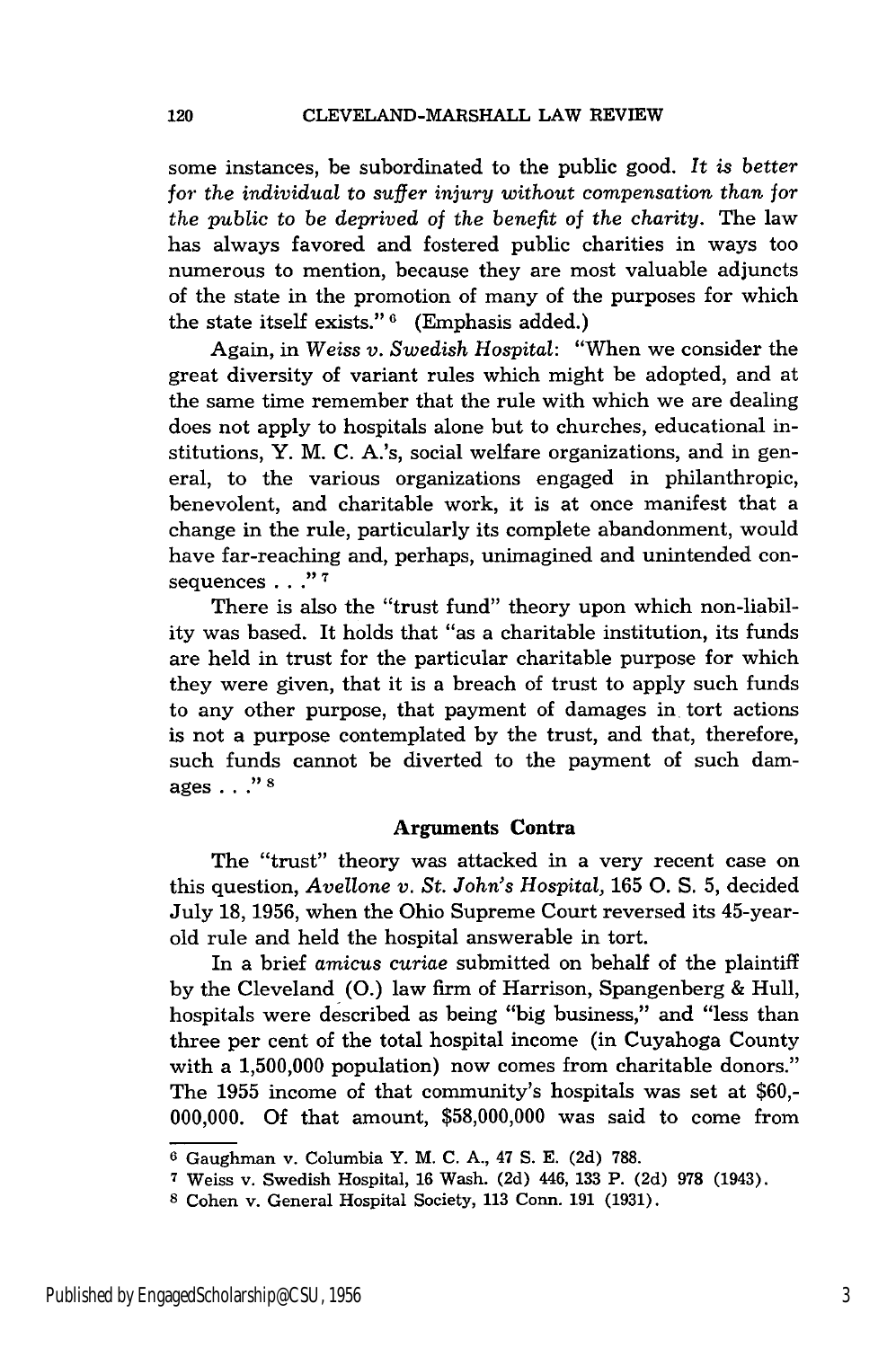some instances, be subordinated to the public good. *It is better for the individual to suffer injury without compensation than for the public to be deprived of the benefit of the charity.* The law has always favored and fostered public charities in ways too numerous to mention, because they are most valuable adjuncts of the state in the promotion of many of the purposes for which the state itself exists." [6] (Emphasis added.)

Again, in *Weiss v. Swedish Hospital*: "When we consider the great diversity of variant rules which might be adopted, and at the same time remember that the rule with which we are dealing does not apply to hospitals alone but to churches, educational institutions, Y. M. C. A.'s, social welfare organizations, and in general, to the various organizations engaged in philanthropic, benevolent, and charitable work, it is at once manifest that a change in the rule, particularly its complete abandonment, would have far-reaching and, perhaps, unimagined and unintended consequences . . ." [7]

There is also the "trust fund" theory upon which non-liability was based. It holds that "as a charitable institution, its funds are held in trust for the particular charitable purpose for which they were given, that it is a breach of trust to apply such funds to any other purpose, that payment of damages in tort actions is not a purpose contemplated by the trust, and that, therefore, such funds cannot be diverted to the payment of such damages . . ." [8]

### Arguments Contra

The "trust" theory was attacked in a very recent case on this question, *Avellone v. St. John's Hospital*, 165 O. S. 5, decided July 18, 1956, when the Ohio Supreme Court reversed its 45-year-old rule and held the hospital answerable in tort.

In a brief *amicus curiae* submitted on behalf of the plaintiff by the Cleveland (O.) law firm of Harrison, Spangenberg & Hull, hospitals were described as being "big business," and "less than three per cent of the total hospital income (in Cuyahoga County with a 1,500,000 population) now comes from charitable donors." The 1955 income of that community's hospitals was set at $60,000,000. Of that amount, $58,000,000 was said to come from

---

[6] Gaughman v. Columbia Y. M. C. A., 47 S. E. (2d) 788.

[7] Weiss v. Swedish Hospital, 16 Wash. (2d) 446, 133 P. (2d) 978 (1943).

[8] Cohen v. General Hospital Society, 113 Conn. 191 (1931).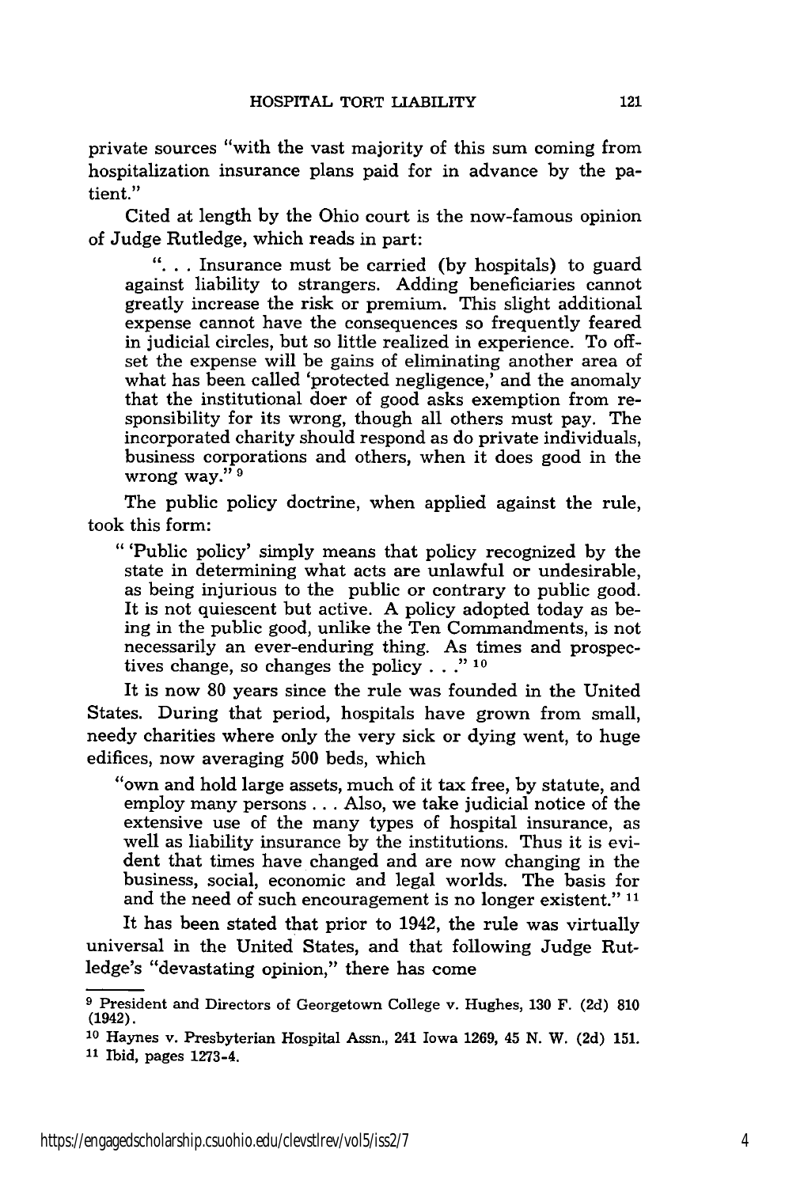private sources "with the vast majority of this sum coming from hospitalization insurance plans paid for in advance by the patient."

Cited at length by the Ohio court is the now-famous opinion of Judge Rutledge, which reads in part:

> ". . . Insurance must be carried (by hospitals) to guard against liability to strangers. Adding beneficiaries cannot greatly increase the risk or premium. This slight additional expense cannot have the consequences so frequently feared in judicial circles, but so little realized in experience. To offset the expense will be gains of eliminating another area of what has been called 'protected negligence,' and the anomaly that the institutional doer of good asks exemption from responsibility for its wrong, though all others must pay. The incorporated charity should respond as do private individuals, business corporations and others, when it does good in the wrong way." [9]

The public policy doctrine, when applied against the rule, took this form:

> " 'Public policy' simply means that policy recognized by the state in determining what acts are unlawful or undesirable, as being injurious to the public or contrary to public good. It is not quiescent but active. A policy adopted today as being in the public good, unlike the Ten Commandments, is not necessarily an ever-enduring thing. As times and prospectives change, so changes the policy . . ." [10]

It is now 80 years since the rule was founded in the United States. During that period, hospitals have grown from small, needy charities where only the very sick or dying went, to huge edifices, now averaging 500 beds, which

> "own and hold large assets, much of it tax free, by statute, and employ many persons . . . Also, we take judicial notice of the extensive use of the many types of hospital insurance, as well as liability insurance by the institutions. Thus it is evident that times have changed and are now changing in the business, social, economic and legal worlds. The basis for and the need of such encouragement is no longer existent." [11]

It has been stated that prior to 1942, the rule was virtually universal in the United States, and that following Judge Rutledge's "devastating opinion," there has come

---

[9] President and Directors of Georgetown College v. Hughes, 130 F. (2d) 810 (1942).

[10] Haynes v. Presbyterian Hospital Assn., 241 Iowa 1269, 45 N. W. (2d) 151.

[11] Ibid, pages 1273-4.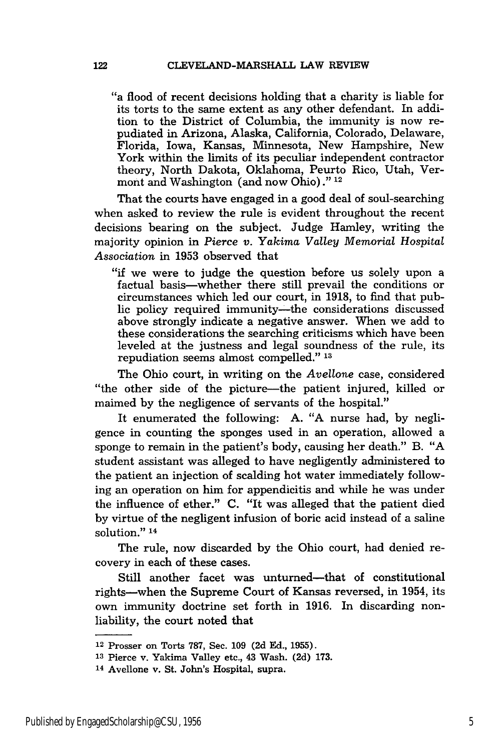"a flood of recent decisions holding that a charity is liable for its torts to the same extent as any other defendant. In addition to the District of Columbia, the immunity is now repudiated in Arizona, Alaska, California, Colorado, Delaware, Florida, Iowa, Kansas, Minnesota, New Hampshire, New York within the limits of its peculiar independent contractor theory, North Dakota, Oklahoma, Peurto Rico, Utah, Vermont and Washington (and now Ohio)." [12]

That the courts have engaged in a good deal of soul-searching when asked to review the rule is evident throughout the recent decisions bearing on the subject. Judge Hamley, writing the majority opinion in *Pierce v. Yakima Valley Memorial Hospital Association* in 1953 observed that

"if we were to judge the question before us solely upon a factual basis—whether there still prevail the conditions or circumstances which led our court, in 1918, to find that public policy required immunity—the considerations discussed above strongly indicate a negative answer. When we add to these considerations the searching criticisms which have been leveled at the justness and legal soundness of the rule, its repudiation seems almost compelled." [13]

The Ohio court, in writing on the *Avellone* case, considered "the other side of the picture—the patient injured, killed or maimed by the negligence of servants of the hospital."

It enumerated the following: A. "A nurse had, by negligence in counting the sponges used in an operation, allowed a sponge to remain in the patient's body, causing her death." B. "A student assistant was alleged to have negligently administered to the patient an injection of scalding hot water immediately following an operation on him for appendicitis and while he was under the influence of ether." C. "It was alleged that the patient died by virtue of the negligent infusion of boric acid instead of a saline solution." [14]

The rule, now discarded by the Ohio court, had denied recovery in each of these cases.

Still another facet was unturned—that of constitutional rights—when the Supreme Court of Kansas reversed, in 1954, its own immunity doctrine set forth in 1916. In discarding nonliability, the court noted that

---

[12] Prosser on Torts 787, Sec. 109 (2d Ed., 1955).

[13] Pierce v. Yakima Valley etc., 43 Wash. (2d) 173.

[14] Avellone v. St. John's Hospital, supra.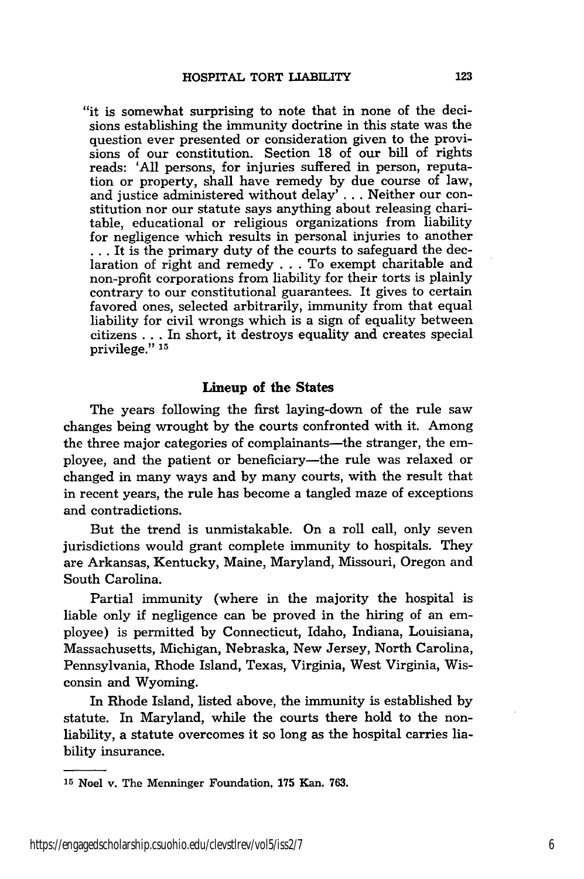"it is somewhat surprising to note that in none of the decisions establishing the immunity doctrine in this state was the question ever presented or consideration given to the provisions of our constitution. Section 18 of our bill of rights reads: 'All persons, for injuries suffered in person, reputation or property, shall have remedy by due course of law, and justice administered without delay' . . . Neither our constitution nor our statute says anything about releasing charitable, educational or religious organizations from liability for negligence which results in personal injuries to another . . . It is the primary duty of the courts to safeguard the declaration of right and remedy . . . To exempt charitable and non-profit corporations from liability for their torts is plainly contrary to our constitutional guarantees. It gives to certain favored ones, selected arbitrarily, immunity from that equal liability for civil wrongs which is a sign of equality between citizens . . . In short, it destroys equality and creates special privilege." [15]

## Lineup of the States

The years following the first laying-down of the rule saw changes being wrought by the courts confronted with it. Among the three major categories of complainants—the stranger, the employee, and the patient or beneficiary—the rule was relaxed or changed in many ways and by many courts, with the result that in recent years, the rule has become a tangled maze of exceptions and contradictions.

But the trend is unmistakable. On a roll call, only seven jurisdictions would grant complete immunity to hospitals. They are Arkansas, Kentucky, Maine, Maryland, Missouri, Oregon and South Carolina.

Partial immunity (where in the majority the hospital is liable only if negligence can be proved in the hiring of an employee) is permitted by Connecticut, Idaho, Indiana, Louisiana, Massachusetts, Michigan, Nebraska, New Jersey, North Carolina, Pennsylvania, Rhode Island, Texas, Virginia, West Virginia, Wisconsin and Wyoming.

In Rhode Island, listed above, the immunity is established by statute. In Maryland, while the courts there hold to the non-liability, a statute overcomes it so long as the hospital carries liability insurance.

---

[15] Noel v. The Menninger Foundation, 175 Kan. 763.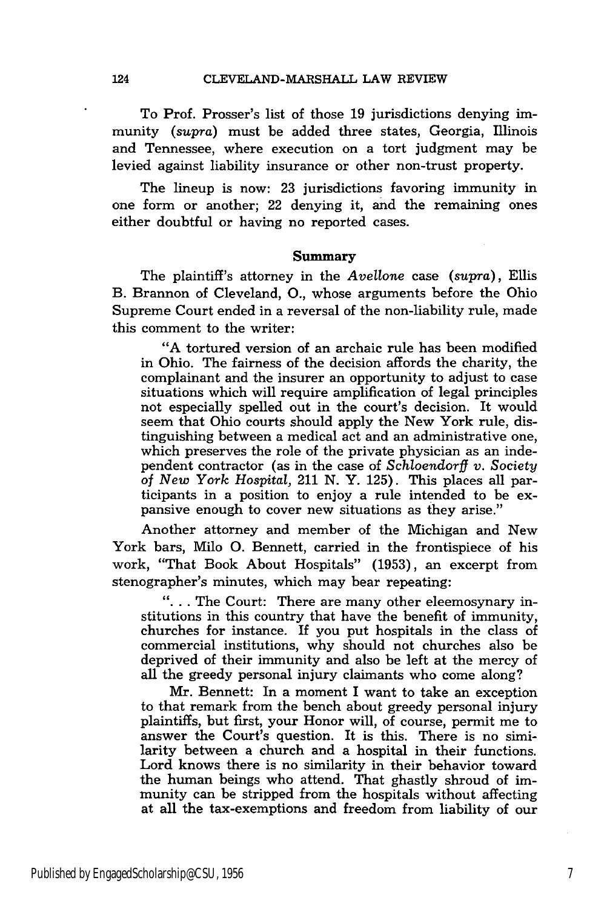To Prof. Prosser's list of those 19 jurisdictions denying immunity (*supra*) must be added three states, Georgia, Illinois and Tennessee, where execution on a tort judgment may be levied against liability insurance or other non-trust property.

The lineup is now: 23 jurisdictions favoring immunity in one form or another; 22 denying it, and the remaining ones either doubtful or having no reported cases.

## Summary

The plaintiff's attorney in the *Avellone* case (*supra*), Ellis B. Brannon of Cleveland, O., whose arguments before the Ohio Supreme Court ended in a reversal of the non-liability rule, made this comment to the writer:

> "A tortured version of an archaic rule has been modified in Ohio. The fairness of the decision affords the charity, the complainant and the insurer an opportunity to adjust to case situations which will require amplification of legal principles not especially spelled out in the court's decision. It would seem that Ohio courts should apply the New York rule, distinguishing between a medical act and an administrative one, which preserves the role of the private physician as an independent contractor (as in the case of *Schloendorff v. Society of New York Hospital,* 211 N. Y. 125). This places all participants in a position to enjoy a rule intended to be expansive enough to cover new situations as they arise."

Another attorney and member of the Michigan and New York bars, Milo O. Bennett, carried in the frontispiece of his work, "That Book About Hospitals" (1953), an excerpt from stenographer's minutes, which may bear repeating:

> ". . . The Court: There are many other eleemosynary institutions in this country that have the benefit of immunity, churches for instance. If you put hospitals in the class of commercial institutions, why should not churches also be deprived of their immunity and also be left at the mercy of all the greedy personal injury claimants who come along?
>
> Mr. Bennett: In a moment I want to take an exception to that remark from the bench about greedy personal injury plaintiffs, but first, your Honor will, of course, permit me to answer the Court's question. It is this. There is no similarity between a church and a hospital in their functions. Lord knows there is no similarity in their behavior toward the human beings who attend. That ghastly shroud of immunity can be stripped from the hospitals without affecting at all the tax-exemptions and freedom from liability of our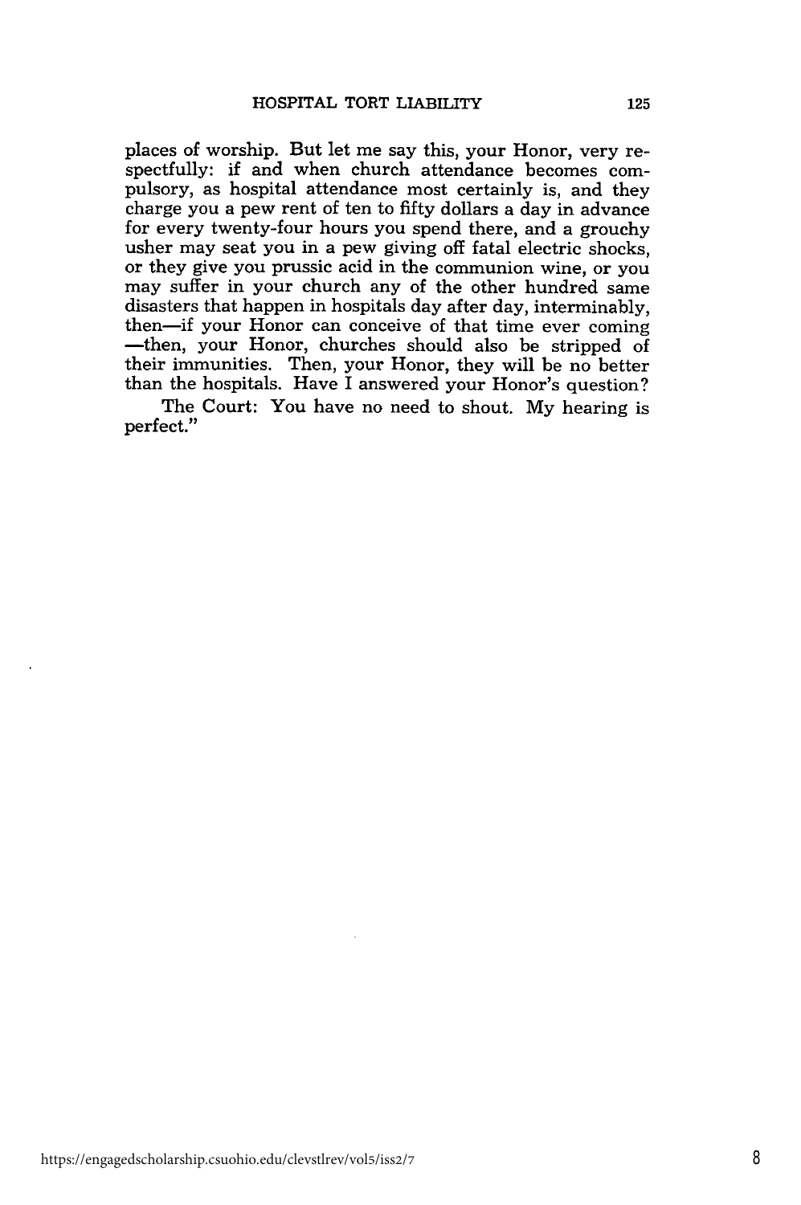places of worship. But let me say this, your Honor, very respectfully: if and when church attendance becomes compulsory, as hospital attendance most certainly is, and they charge you a pew rent of ten to fifty dollars a day in advance for every twenty-four hours you spend there, and a grouchy usher may seat you in a pew giving off fatal electric shocks, or they give you prussic acid in the communion wine, or you may suffer in your church any of the other hundred same disasters that happen in hospitals day after day, interminably, then—if your Honor can conceive of that time ever coming—then, your Honor, churches should also be stripped of their immunities. Then, your Honor, they will be no better than the hospitals. Have I answered your Honor's question?

The Court: You have no need to shout. My hearing is perfect."